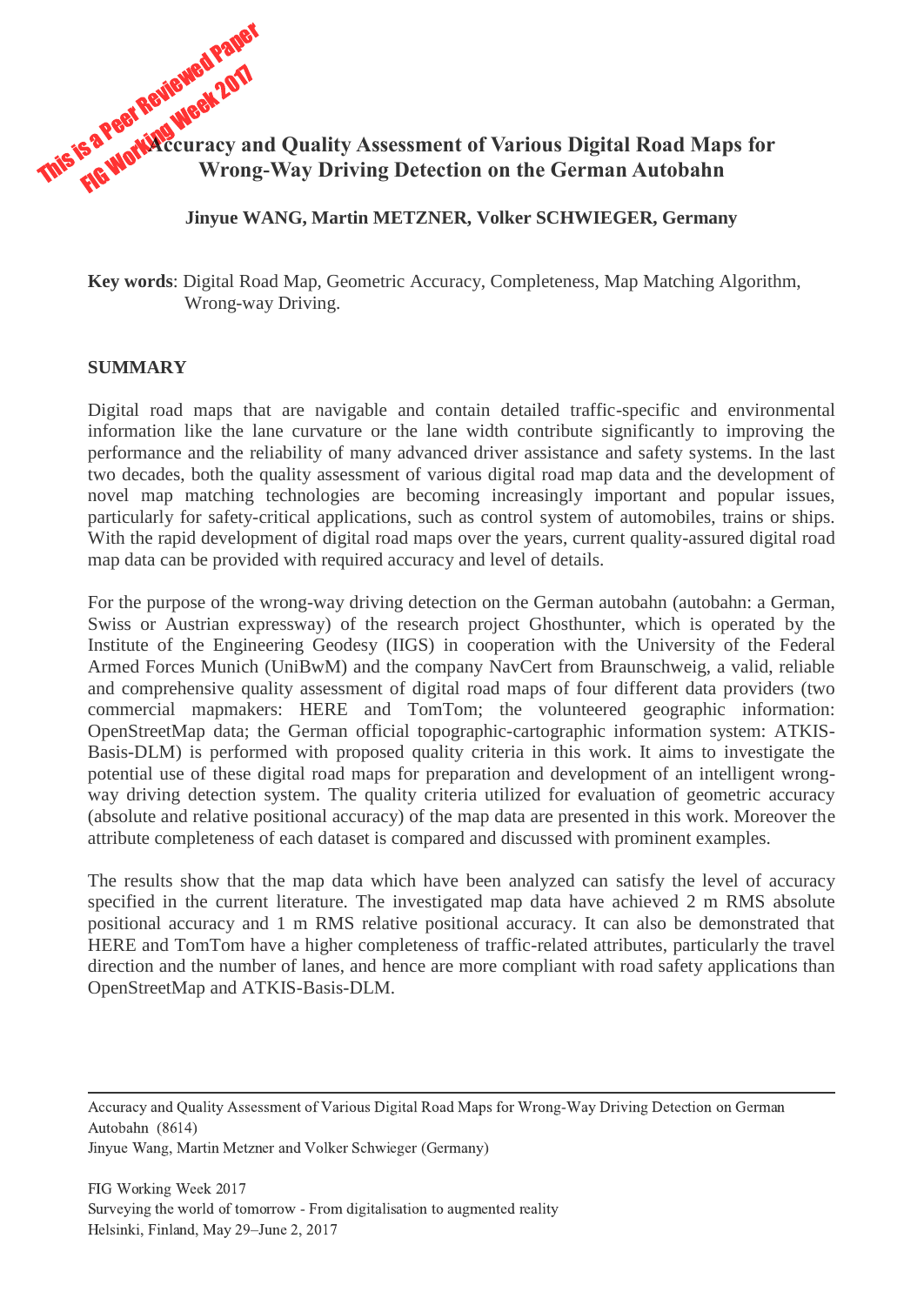# Accuracy and Quality Assessment of Various Digital Road Maps for Wrong-Way Driving Detection on the German Autobahn

**Jinyue WANG, Martin METZNER, Volker SCHWIEGER, Germany**

**Key words**: Digital Road Map, Geometric Accuracy, Completeness, Map Matching Algorithm, Wrong-way Driving.

## SUMMARY

Digital road maps that are navigable and contain detailed traffic-specific and environmental information like the lane curvature or the lane width contribute significantly to improving the performance and the reliability of many advanced driver assistance and safety systems. In the last two decades, both the quality assessment of various digital road map data and the development of novel map matching technologies are becoming increasingly important and popular issues, particularly for safety-critical applications, such as control system of automobiles, trains or ships. With the rapid development of digital road maps over the years, current quality-assured digital road map data can be provided with required accuracy and level of details.

For the purpose of the wrong-way driving detection on the German autobahn (autobahn: a German, Swiss or Austrian expressway) of the research project Ghosthunter, which is operated by the Institute of the Engineering Geodesy (IIGS) in cooperation with the University of the Federal Armed Forces Munich (UniBwM) and the company NavCert from Braunschweig, a valid, reliable and comprehensive quality assessment of digital road maps of four different data providers (two commercial mapmakers: HERE and TomTom; the volunteered geographic information: OpenStreetMap data; the German official topographic-cartographic information system: ATKIS-Basis-DLM) is performed with proposed quality criteria in this work. It aims to investigate the potential use of these digital road maps for preparation and development of an intelligent wrong-way driving detection system. The quality criteria utilized for evaluation of geometric accuracy (absolute and relative positional accuracy) of the map data are presented in this work. Moreover the attribute completeness of each dataset is compared and discussed with prominent examples.

The results show that the map data which have been analyzed can satisfy the level of accuracy specified in the current literature. The investigated map data have achieved 2 m RMS absolute positional accuracy and 1 m RMS relative positional accuracy. It can also be demonstrated that HERE and TomTom have a higher completeness of traffic-related attributes, particularly the travel direction and the number of lanes, and hence are more compliant with road safety applications than OpenStreetMap and ATKIS-Basis-DLM.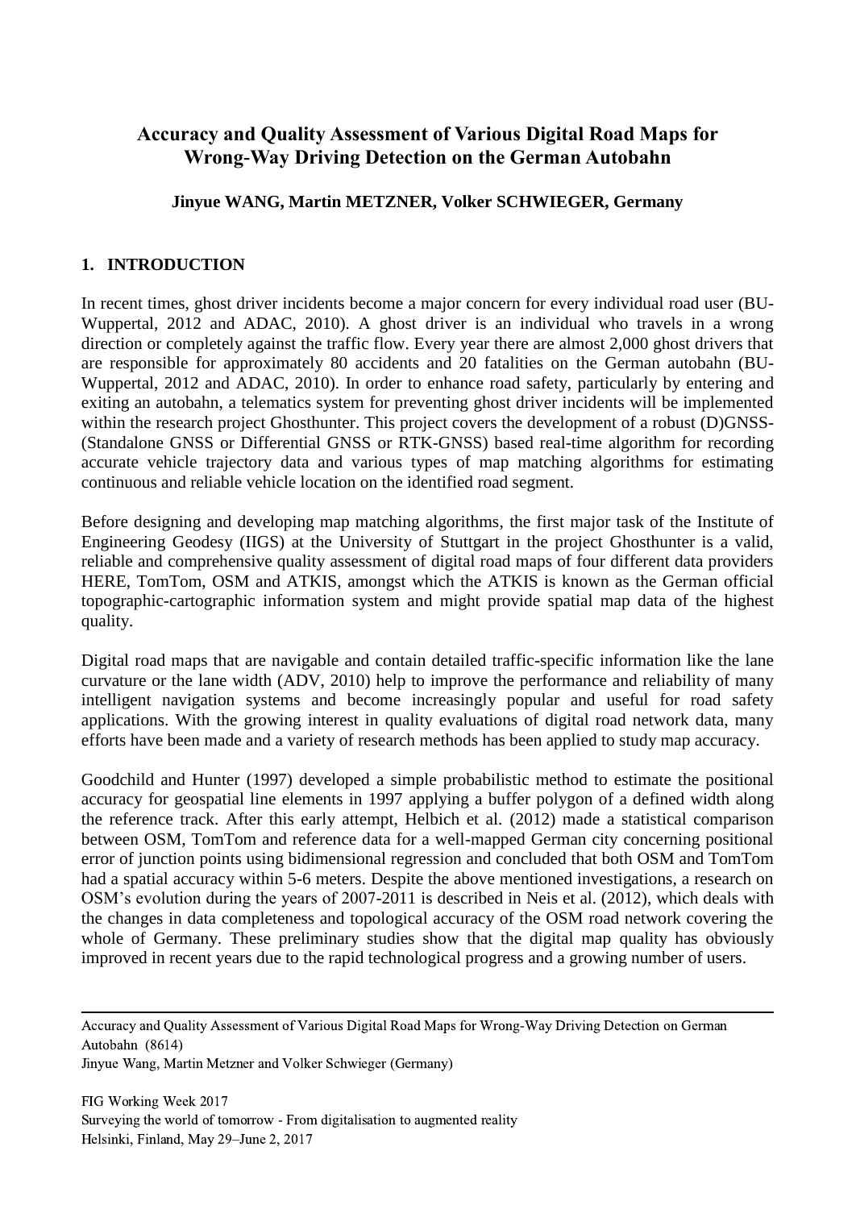# Accuracy and Quality Assessment of Various Digital Road Maps for Wrong-Way Driving Detection on the German Autobahn

**Jinyue WANG, Martin METZNER, Volker SCHWIEGER, Germany**

## 1. INTRODUCTION

In recent times, ghost driver incidents become a major concern for every individual road user (BU-Wuppertal, 2012 and ADAC, 2010). A ghost driver is an individual who travels in a wrong direction or completely against the traffic flow. Every year there are almost 2,000 ghost drivers that are responsible for approximately 80 accidents and 20 fatalities on the German autobahn (BU-Wuppertal, 2012 and ADAC, 2010). In order to enhance road safety, particularly by entering and exiting an autobahn, a telematics system for preventing ghost driver incidents will be implemented within the research project Ghosthunter. This project covers the development of a robust (D)GNSS-(Standalone GNSS or Differential GNSS or RTK-GNSS) based real-time algorithm for recording accurate vehicle trajectory data and various types of map matching algorithms for estimating continuous and reliable vehicle location on the identified road segment.

Before designing and developing map matching algorithms, the first major task of the Institute of Engineering Geodesy (IIGS) at the University of Stuttgart in the project Ghosthunter is a valid, reliable and comprehensive quality assessment of digital road maps of four different data providers HERE, TomTom, OSM and ATKIS, amongst which the ATKIS is known as the German official topographic-cartographic information system and might provide spatial map data of the highest quality.

Digital road maps that are navigable and contain detailed traffic-specific information like the lane curvature or the lane width (ADV, 2010) help to improve the performance and reliability of many intelligent navigation systems and become increasingly popular and useful for road safety applications. With the growing interest in quality evaluations of digital road network data, many efforts have been made and a variety of research methods has been applied to study map accuracy.

Goodchild and Hunter (1997) developed a simple probabilistic method to estimate the positional accuracy for geospatial line elements in 1997 applying a buffer polygon of a defined width along the reference track. After this early attempt, Helbich et al. (2012) made a statistical comparison between OSM, TomTom and reference data for a well-mapped German city concerning positional error of junction points using bidimensional regression and concluded that both OSM and TomTom had a spatial accuracy within 5-6 meters. Despite the above mentioned investigations, a research on OSM's evolution during the years of 2007-2011 is described in Neis et al. (2012), which deals with the changes in data completeness and topological accuracy of the OSM road network covering the whole of Germany. These preliminary studies show that the digital map quality has obviously improved in recent years due to the rapid technological progress and a growing number of users.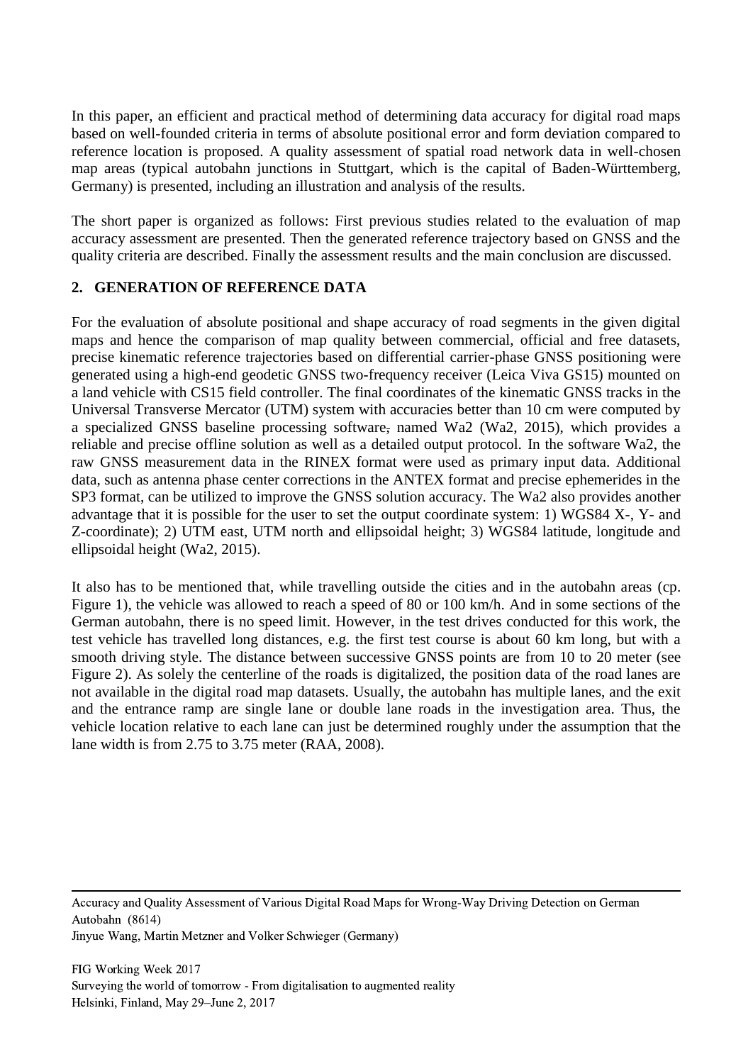In this paper, an efficient and practical method of determining data accuracy for digital road maps based on well-founded criteria in terms of absolute positional error and form deviation compared to reference location is proposed. A quality assessment of spatial road network data in well-chosen map areas (typical autobahn junctions in Stuttgart, which is the capital of Baden-Württemberg, Germany) is presented, including an illustration and analysis of the results.

The short paper is organized as follows: First previous studies related to the evaluation of map accuracy assessment are presented. Then the generated reference trajectory based on GNSS and the quality criteria are described. Finally the assessment results and the main conclusion are discussed.

## 2. GENERATION OF REFERENCE DATA

For the evaluation of absolute positional and shape accuracy of road segments in the given digital maps and hence the comparison of map quality between commercial, official and free datasets, precise kinematic reference trajectories based on differential carrier-phase GNSS positioning were generated using a high-end geodetic GNSS two-frequency receiver (Leica Viva GS15) mounted on a land vehicle with CS15 field controller. The final coordinates of the kinematic GNSS tracks in the Universal Transverse Mercator (UTM) system with accuracies better than 10 cm were computed by a specialized GNSS baseline processing software, named Wa2 (Wa2, 2015), which provides a reliable and precise offline solution as well as a detailed output protocol. In the software Wa2, the raw GNSS measurement data in the RINEX format were used as primary input data. Additional data, such as antenna phase center corrections in the ANTEX format and precise ephemerides in the SP3 format, can be utilized to improve the GNSS solution accuracy. The Wa2 also provides another advantage that it is possible for the user to set the output coordinate system: 1) WGS84 X-, Y- and Z-coordinate); 2) UTM east, UTM north and ellipsoidal height; 3) WGS84 latitude, longitude and ellipsoidal height (Wa2, 2015).

It also has to be mentioned that, while travelling outside the cities and in the autobahn areas (cp. Figure 1), the vehicle was allowed to reach a speed of 80 or 100 km/h. And in some sections of the German autobahn, there is no speed limit. However, in the test drives conducted for this work, the test vehicle has travelled long distances, e.g. the first test course is about 60 km long, but with a smooth driving style. The distance between successive GNSS points are from 10 to 20 meter (see Figure 2). As solely the centerline of the roads is digitalized, the position data of the road lanes are not available in the digital road map datasets. Usually, the autobahn has multiple lanes, and the exit and the entrance ramp are single lane or double lane roads in the investigation area. Thus, the vehicle location relative to each lane can just be determined roughly under the assumption that the lane width is from 2.75 to 3.75 meter (RAA, 2008).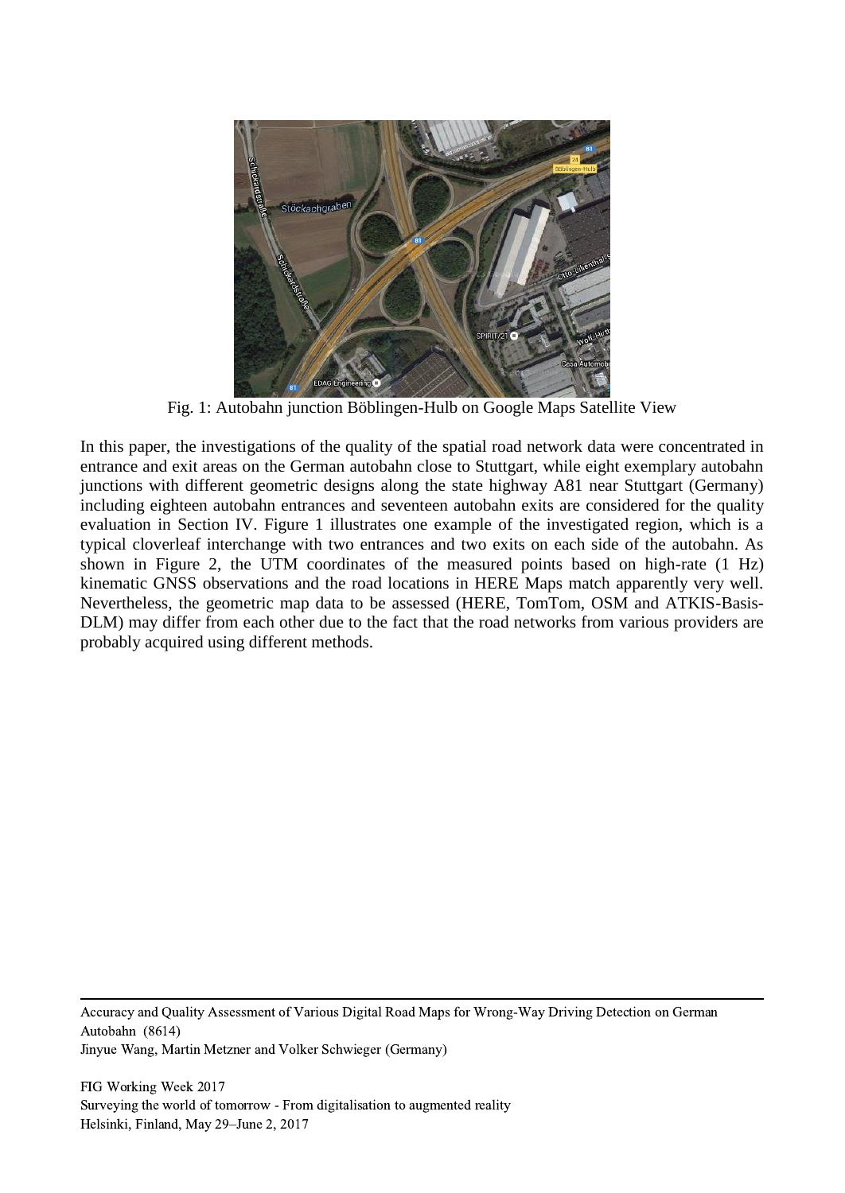Fig. 1: Autobahn junction Böblingen-Hulb on Google Maps Satellite View

In this paper, the investigations of the quality of the spatial road network data were concentrated in entrance and exit areas on the German autobahn close to Stuttgart, while eight exemplary autobahn junctions with different geometric designs along the state highway A81 near Stuttgart (Germany) including eighteen autobahn entrances and seventeen autobahn exits are considered for the quality evaluation in Section IV. Figure 1 illustrates one example of the investigated region, which is a typical cloverleaf interchange with two entrances and two exits on each side of the autobahn. As shown in Figure 2, the UTM coordinates of the measured points based on high-rate (1 Hz) kinematic GNSS observations and the road locations in HERE Maps match apparently very well. Nevertheless, the geometric map data to be assessed (HERE, TomTom, OSM and ATKIS-Basis-DLM) may differ from each other due to the fact that the road networks from various providers are probably acquired using different methods.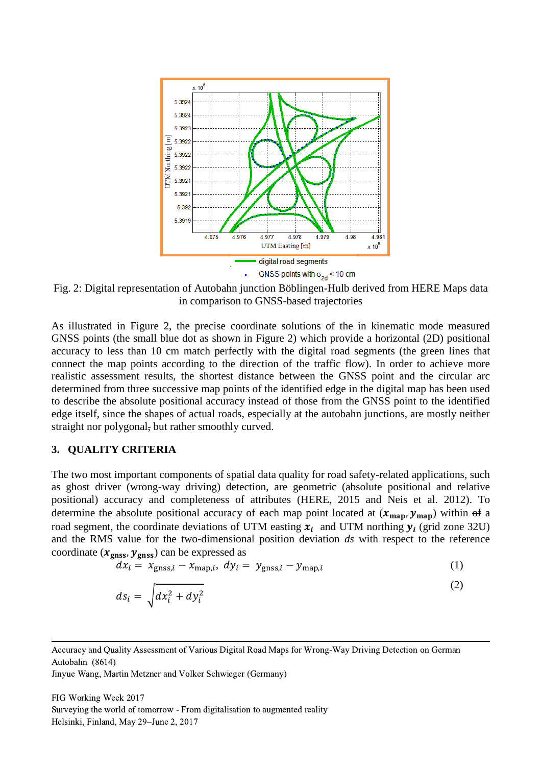Fig. 2: Digital representation of Autobahn junction Böblingen-Hulb derived from HERE Maps data in comparison to GNSS-based trajectories

As illustrated in Figure 2, the precise coordinate solutions of the in kinematic mode measured GNSS points (the small blue dot as shown in Figure 2) which provide a horizontal (2D) positional accuracy to less than 10 cm match perfectly with the digital road segments (the green lines that connect the map points according to the direction of the traffic flow). In order to achieve more realistic assessment results, the shortest distance between the GNSS point and the circular arc determined from three successive map points of the identified edge in the digital map has been used to describe the absolute positional accuracy instead of those from the GNSS point to the identified edge itself, since the shapes of actual roads, especially at the autobahn junctions, are mostly neither straight nor polygonal, but rather smoothly curved.

## 3. QUALITY CRITERIA

The two most important components of spatial data quality for road safety-related applications, such as ghost driver (wrong-way driving) detection, are geometric (absolute positional and relative positional) accuracy and completeness of attributes (HERE, 2015 and Neis et al. 2012). To determine the absolute positional accuracy of each map point located at $(\boldsymbol{x}_{\mathbf{map}}, \boldsymbol{y}_{\mathbf{map}})$ within of a road segment, the coordinate deviations of UTM easting $\boldsymbol{x}_{\boldsymbol{i}}$ and UTM northing $\boldsymbol{y}_{\boldsymbol{i}}$ (grid zone 32U) and the RMS value for the two-dimensional position deviation *ds* with respect to the reference coordinate $(\boldsymbol{x}_{\mathbf{gnss}}, \boldsymbol{y}_{\mathbf{gnss}})$ can be expressed as

$$dx_i = x_{\text{gnss},i} - x_{\text{map},i}, \; dy_i = y_{\text{gnss},i} - y_{\text{map},i} \tag{1}$$

$$ds_i = \sqrt{dx_i^2 + dy_i^2} \tag{2}$$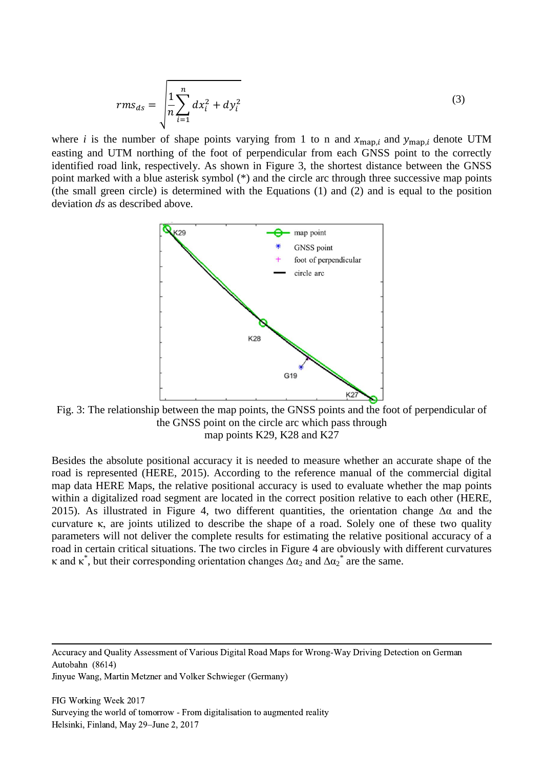$$rms_{ds} = \sqrt{\frac{1}{n}\sum_{i=1}^{n} dx_i^2 + dy_i^2} \tag{3}$$

where $i$ is the number of shape points varying from 1 to n and $x_{\text{map},i}$ and $y_{\text{map},i}$ denote UTM easting and UTM northing of the foot of perpendicular from each GNSS point to the correctly identified road link, respectively. As shown in Figure 3, the shortest distance between the GNSS point marked with a blue asterisk symbol (*) and the circle arc through three successive map points (the small green circle) is determined with the Equations (1) and (2) and is equal to the position deviation *ds* as described above.

Fig. 3: The relationship between the map points, the GNSS points and the foot of perpendicular of the GNSS point on the circle arc which pass through map points K29, K28 and K27

Besides the absolute positional accuracy it is needed to measure whether an accurate shape of the road is represented (HERE, 2015). According to the reference manual of the commercial digital map data HERE Maps, the relative positional accuracy is used to evaluate whether the map points within a digitalized road segment are located in the correct position relative to each other (HERE, 2015). As illustrated in Figure 4, two different quantities, the orientation change $\Delta\alpha$ and the curvature $\kappa$, are joints utilized to describe the shape of a road. Solely one of these two quality parameters will not deliver the complete results for estimating the relative positional accuracy of a road in certain critical situations. The two circles in Figure 4 are obviously with different curvatures $\kappa$ and $\kappa^*$, but their corresponding orientation changes $\Delta\alpha_2$ and $\Delta\alpha_2^*$ are the same.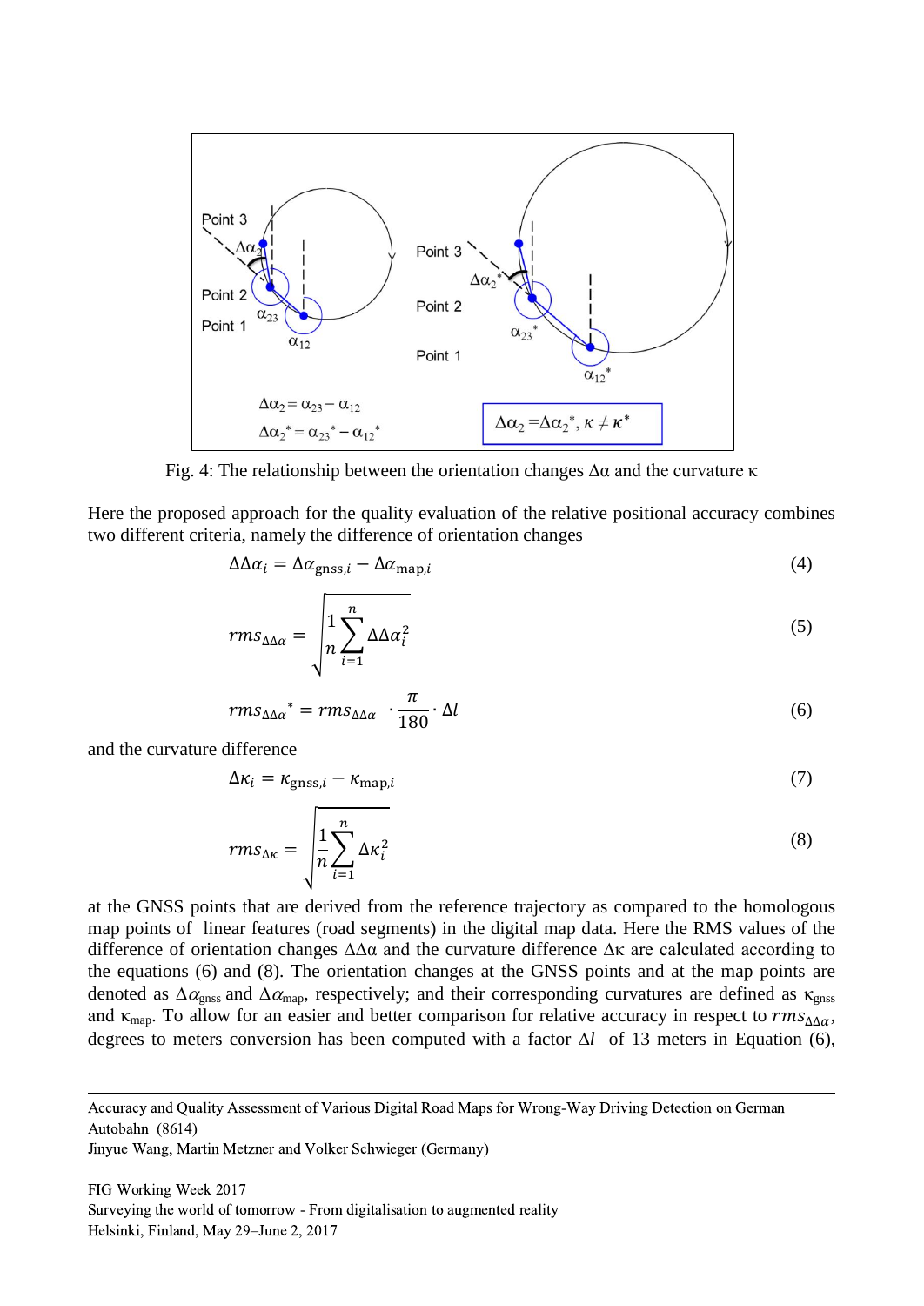Fig. 4: The relationship between the orientation changes $\Delta\alpha$ and the curvature $\kappa$

Here the proposed approach for the quality evaluation of the relative positional accuracy combines two different criteria, namely the difference of orientation changes

$$\Delta\Delta\alpha_i = \Delta\alpha_{\mathrm{gnss},i} - \Delta\alpha_{\mathrm{map},i} \tag{4}$$

$$rms_{\Delta\Delta\alpha} = \sqrt{\frac{1}{n}\sum_{i=1}^{n}\Delta\Delta\alpha_i^2} \tag{5}$$

$$rms_{\Delta\Delta\alpha}{}^{*} = rms_{\Delta\Delta\alpha} \cdot \frac{\pi}{180} \cdot \Delta l \tag{6}$$

and the curvature difference

$$\Delta\kappa_i = \kappa_{\mathrm{gnss},i} - \kappa_{\mathrm{map},i} \tag{7}$$

$$rms_{\Delta\kappa} = \sqrt{\frac{1}{n}\sum_{i=1}^{n}\Delta\kappa_i^2} \tag{8}$$

at the GNSS points that are derived from the reference trajectory as compared to the homologous map points of linear features (road segments) in the digital map data. Here the RMS values of the difference of orientation changes $\Delta\Delta\alpha$ and the curvature difference $\Delta\kappa$ are calculated according to the equations (6) and (8). The orientation changes at the GNSS points and at the map points are denoted as $\Delta\alpha_{\mathrm{gnss}}$ and $\Delta\alpha_{\mathrm{map}}$, respectively; and their corresponding curvatures are defined as $\kappa_{\mathrm{gnss}}$ and $\kappa_{\mathrm{map}}$. To allow for an easier and better comparison for relative accuracy in respect to $rms_{\Delta\Delta\alpha}$, degrees to meters conversion has been computed with a factor $\Delta l$ of 13 meters in Equation (6),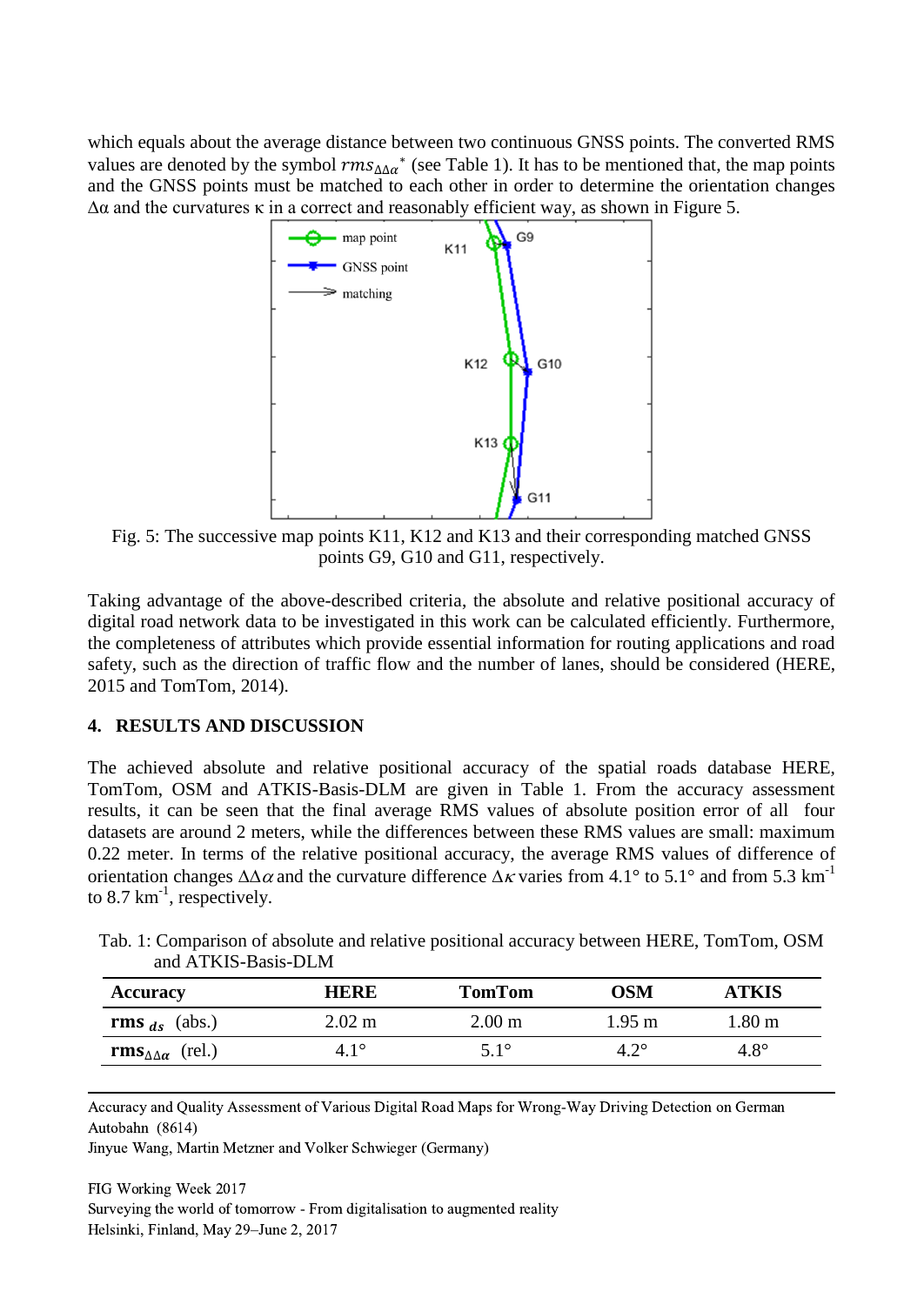which equals about the average distance between two continuous GNSS points. The converted RMS values are denoted by the symbol $rms_{\Delta\Delta\alpha}{}^{*}$ (see Table 1). It has to be mentioned that, the map points and the GNSS points must be matched to each other in order to determine the orientation changes $\Delta\alpha$ and the curvatures $\kappa$ in a correct and reasonably efficient way, as shown in Figure 5.

Fig. 5: The successive map points K11, K12 and K13 and their corresponding matched GNSS points G9, G10 and G11, respectively.

Taking advantage of the above-described criteria, the absolute and relative positional accuracy of digital road network data to be investigated in this work can be calculated efficiently. Furthermore, the completeness of attributes which provide essential information for routing applications and road safety, such as the direction of traffic flow and the number of lanes, should be considered (HERE, 2015 and TomTom, 2014).

## 4. RESULTS AND DISCUSSION

The achieved absolute and relative positional accuracy of the spatial roads database HERE, TomTom, OSM and ATKIS-Basis-DLM are given in Table 1. From the accuracy assessment results, it can be seen that the final average RMS values of absolute position error of all four datasets are around 2 meters, while the differences between these RMS values are small: maximum 0.22 meter. In terms of the relative positional accuracy, the average RMS values of difference of orientation changes $\Delta\Delta\alpha$ and the curvature difference $\Delta\kappa$ varies from 4.1° to 5.1° and from 5.3 km$^{-1}$ to 8.7 km$^{-1}$, respectively.

Tab. 1: Comparison of absolute and relative positional accuracy between HERE, TomTom, OSM and ATKIS-Basis-DLM

| Accuracy | HERE | TomTom | OSM | ATKIS |
|---|---|---|---|---|
| $\mathbf{rms}_{ds}$ (abs.) | 2.02 m | 2.00 m | 1.95 m | 1.80 m |
| $\mathbf{rms}_{\Delta\Delta\alpha}$ (rel.) | 4.1° | 5.1° | 4.2° | 4.8° |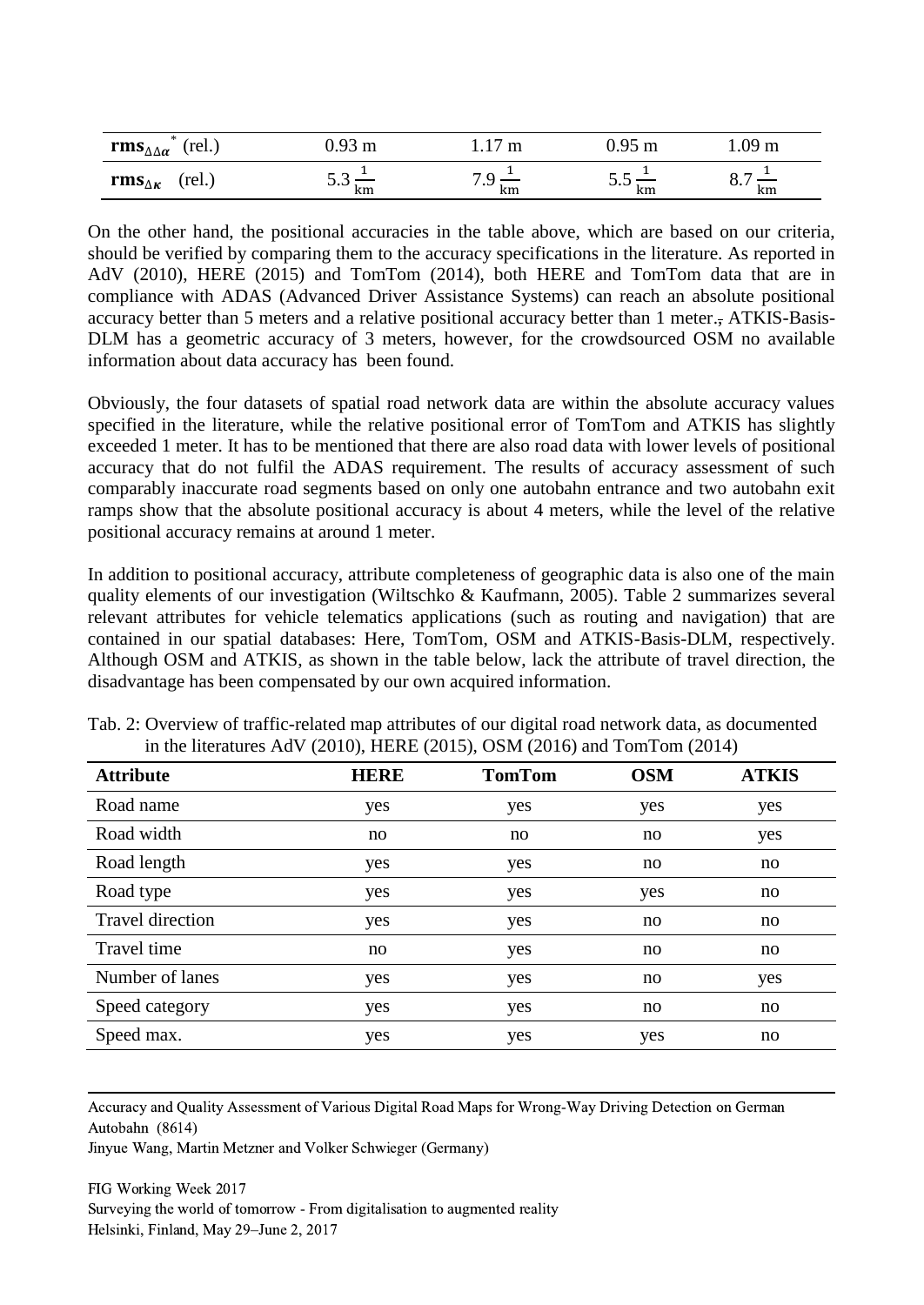| $\mathbf{rms}_{\Delta\Delta\alpha}{}^{*}$ (rel.) | 0.93 m | 1.17 m | 0.95 m | 1.09 m |
|---|---|---|---|---|
| $\mathbf{rms}_{\Delta\kappa}$ (rel.) | $5.3\,\frac{1}{\text{km}}$ | $7.9\,\frac{1}{\text{km}}$ | $5.5\,\frac{1}{\text{km}}$ | $8.7\,\frac{1}{\text{km}}$ |

On the other hand, the positional accuracies in the table above, which are based on our criteria, should be verified by comparing them to the accuracy specifications in the literature. As reported in AdV (2010), HERE (2015) and TomTom (2014), both HERE and TomTom data that are in compliance with ADAS (Advanced Driver Assistance Systems) can reach an absolute positional accuracy better than 5 meters and a relative positional accuracy better than 1 meter., ATKIS-Basis-DLM has a geometric accuracy of 3 meters, however, for the crowdsourced OSM no available information about data accuracy has been found.

Obviously, the four datasets of spatial road network data are within the absolute accuracy values specified in the literature, while the relative positional error of TomTom and ATKIS has slightly exceeded 1 meter. It has to be mentioned that there are also road data with lower levels of positional accuracy that do not fulfil the ADAS requirement. The results of accuracy assessment of such comparably inaccurate road segments based on only one autobahn entrance and two autobahn exit ramps show that the absolute positional accuracy is about 4 meters, while the level of the relative positional accuracy remains at around 1 meter.

In addition to positional accuracy, attribute completeness of geographic data is also one of the main quality elements of our investigation (Wiltschko & Kaufmann, 2005). Table 2 summarizes several relevant attributes for vehicle telematics applications (such as routing and navigation) that are contained in our spatial databases: Here, TomTom, OSM and ATKIS-Basis-DLM, respectively. Although OSM and ATKIS, as shown in the table below, lack the attribute of travel direction, the disadvantage has been compensated by our own acquired information.

Tab. 2: Overview of traffic-related map attributes of our digital road network data, as documented in the literatures AdV (2010), HERE (2015), OSM (2016) and TomTom (2014)

| Attribute | HERE | TomTom | OSM | ATKIS |
|---|---|---|---|---|
| Road name | yes | yes | yes | yes |
| Road width | no | no | no | yes |
| Road length | yes | yes | no | no |
| Road type | yes | yes | yes | no |
| Travel direction | yes | yes | no | no |
| Travel time | no | yes | no | no |
| Number of lanes | yes | yes | no | yes |
| Speed category | yes | yes | no | no |
| Speed max. | yes | yes | yes | no |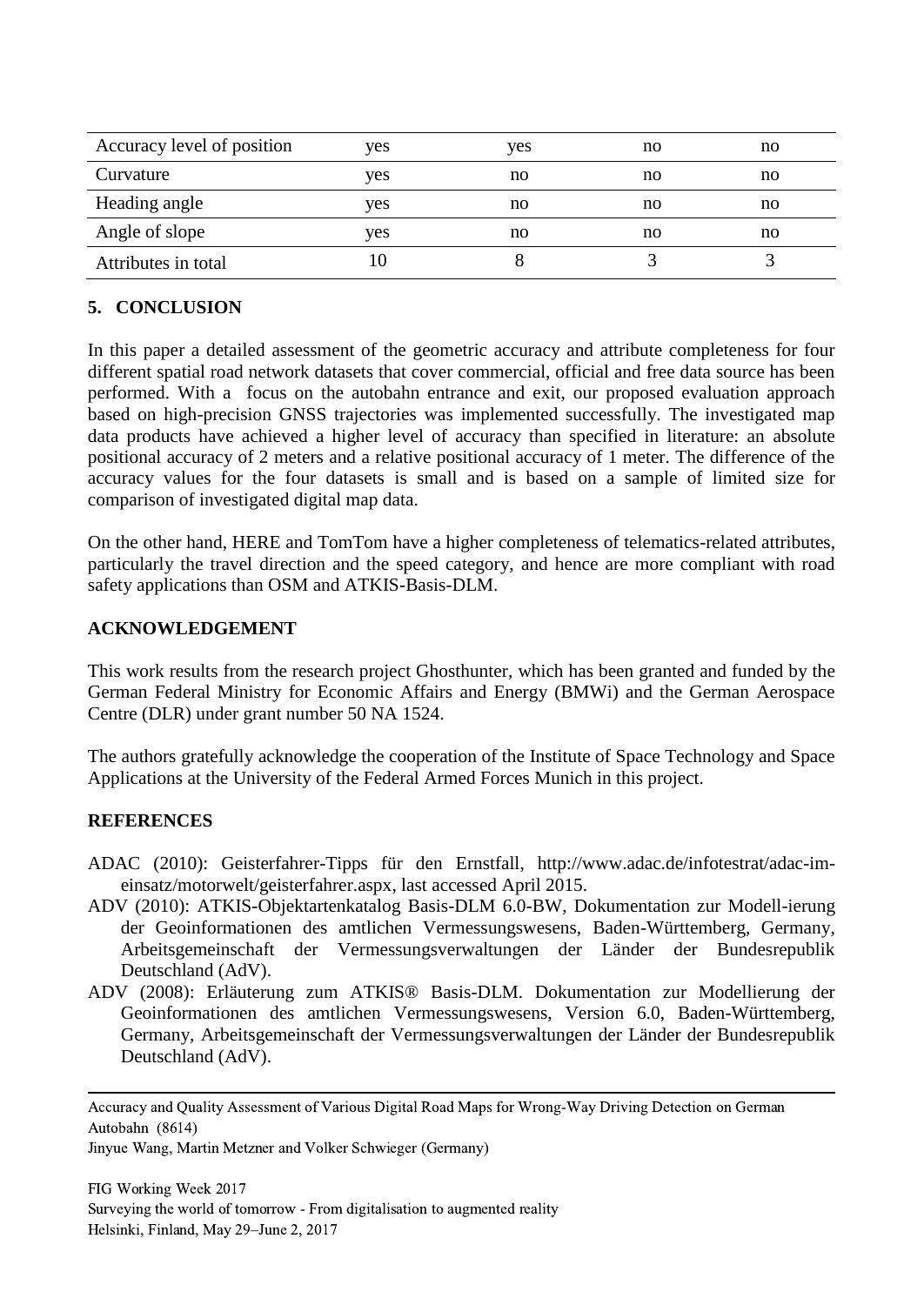| Accuracy level of position | yes | yes | no | no |
| --- | --- | --- | --- | --- |
| Curvature | yes | no | no | no |
| Heading angle | yes | no | no | no |
| Angle of slope | yes | no | no | no |
| Attributes in total | 10 | 8 | 3 | 3 |

## 5. CONCLUSION

In this paper a detailed assessment of the geometric accuracy and attribute completeness for four different spatial road network datasets that cover commercial, official and free data source has been performed. With a focus on the autobahn entrance and exit, our proposed evaluation approach based on high-precision GNSS trajectories was implemented successfully. The investigated map data products have achieved a higher level of accuracy than specified in literature: an absolute positional accuracy of 2 meters and a relative positional accuracy of 1 meter. The difference of the accuracy values for the four datasets is small and is based on a sample of limited size for comparison of investigated digital map data.

On the other hand, HERE and TomTom have a higher completeness of telematics-related attributes, particularly the travel direction and the speed category, and hence are more compliant with road safety applications than OSM and ATKIS-Basis-DLM.

## ACKNOWLEDGEMENT

This work results from the research project Ghosthunter, which has been granted and funded by the German Federal Ministry for Economic Affairs and Energy (BMWi) and the German Aerospace Centre (DLR) under grant number 50 NA 1524.

The authors gratefully acknowledge the cooperation of the Institute of Space Technology and Space Applications at the University of the Federal Armed Forces Munich in this project.

## REFERENCES

ADAC (2010): Geisterfahrer-Tipps für den Ernstfall, http://www.adac.de/infotestrat/adac-im-einsatz/motorwelt/geisterfahrer.aspx, last accessed April 2015.

ADV (2010): ATKIS-Objektartenkatalog Basis-DLM 6.0-BW, Dokumentation zur Modell-ierung der Geoinformationen des amtlichen Vermessungswesens, Baden-Württemberg, Germany, Arbeitsgemeinschaft der Vermessungsverwaltungen der Länder der Bundesrepublik Deutschland (AdV).

ADV (2008): Erläuterung zum ATKIS® Basis-DLM. Dokumentation zur Modellierung der Geoinformationen des amtlichen Vermessungswesens, Version 6.0, Baden-Württemberg, Germany, Arbeitsgemeinschaft der Vermessungsverwaltungen der Länder der Bundesrepublik Deutschland (AdV).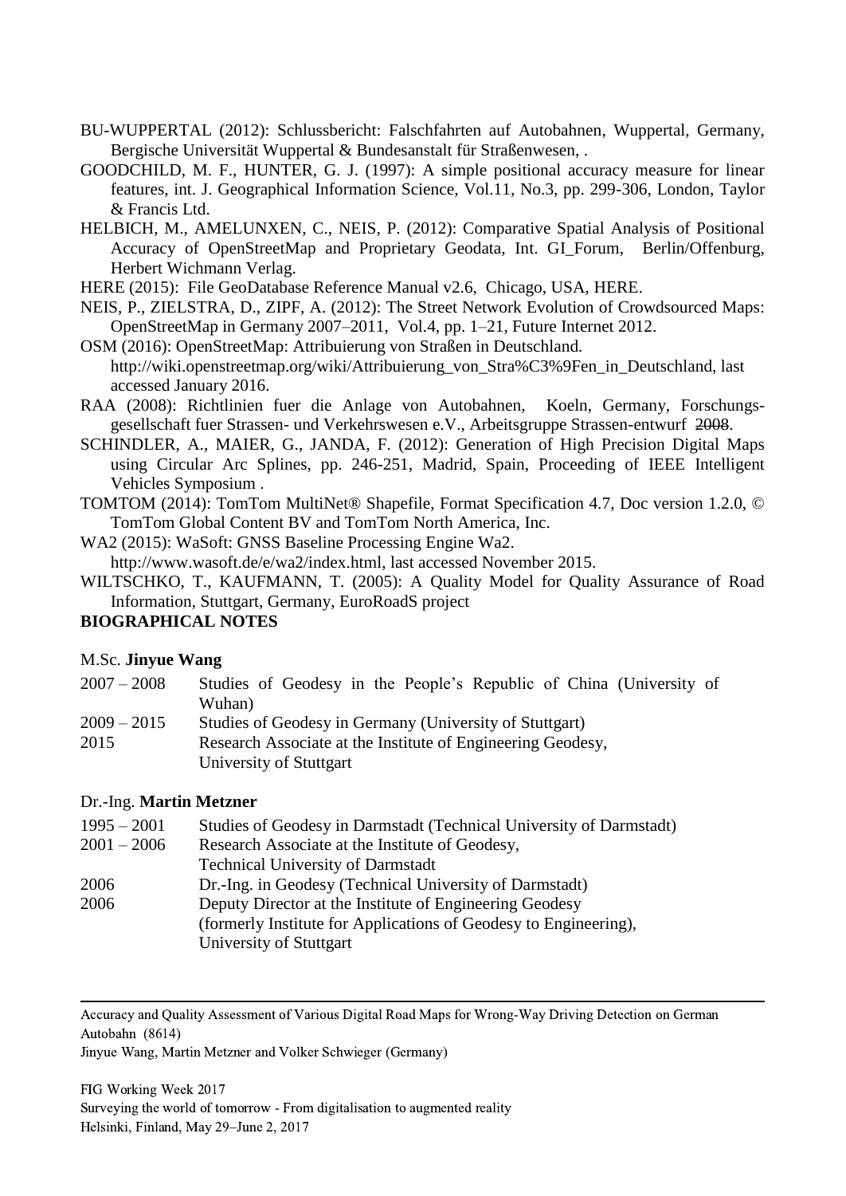BU-WUPPERTAL (2012): Schlussbericht: Falschfahrten auf Autobahnen, Wuppertal, Germany, Bergische Universität Wuppertal & Bundesanstalt für Straßenwesen, .

GOODCHILD, M. F., HUNTER, G. J. (1997): A simple positional accuracy measure for linear features, int. J. Geographical Information Science, Vol.11, No.3, pp. 299-306, London, Taylor & Francis Ltd.

HELBICH, M., AMELUNXEN, C., NEIS, P. (2012): Comparative Spatial Analysis of Positional Accuracy of OpenStreetMap and Proprietary Geodata, Int. GI_Forum, Berlin/Offenburg, Herbert Wichmann Verlag.

HERE (2015): File GeoDatabase Reference Manual v2.6, Chicago, USA, HERE.

NEIS, P., ZIELSTRA, D., ZIPF, A. (2012): The Street Network Evolution of Crowdsourced Maps: OpenStreetMap in Germany 2007–2011, Vol.4, pp. 1–21, Future Internet 2012.

OSM (2016): OpenStreetMap: Attribuierung von Straßen in Deutschland. http://wiki.openstreetmap.org/wiki/Attribuierung_von_Stra%C3%9Fen_in_Deutschland, last accessed January 2016.

RAA (2008): Richtlinien fuer die Anlage von Autobahnen, Koeln, Germany, Forschungsgesellschaft fuer Strassen- und Verkehrswesen e.V., Arbeitsgruppe Strassen-entwurf ~~2008~~.

SCHINDLER, A., MAIER, G., JANDA, F. (2012): Generation of High Precision Digital Maps using Circular Arc Splines, pp. 246-251, Madrid, Spain, Proceeding of IEEE Intelligent Vehicles Symposium .

TOMTOM (2014): TomTom MultiNet® Shapefile, Format Specification 4.7, Doc version 1.2.0, © TomTom Global Content BV and TomTom North America, Inc.

WA2 (2015): WaSoft: GNSS Baseline Processing Engine Wa2. http://www.wasoft.de/e/wa2/index.html, last accessed November 2015.

WILTSCHKO, T., KAUFMANN, T. (2005): A Quality Model for Quality Assurance of Road Information, Stuttgart, Germany, EuroRoadS project

**BIOGRAPHICAL NOTES**

M.Sc. **Jinyue Wang**

| | |
|---|---|
| 2007 – 2008 | Studies of Geodesy in the People's Republic of China (University of Wuhan) |
| 2009 – 2015 | Studies of Geodesy in Germany (University of Stuttgart) |
| 2015 | Research Associate at the Institute of Engineering Geodesy, University of Stuttgart |

Dr.-Ing. **Martin Metzner**

| | |
|---|---|
| 1995 – 2001 | Studies of Geodesy in Darmstadt (Technical University of Darmstadt) |
| 2001 – 2006 | Research Associate at the Institute of Geodesy, Technical University of Darmstadt |
| 2006 | Dr.-Ing. in Geodesy (Technical University of Darmstadt) |
| 2006 | Deputy Director at the Institute of Engineering Geodesy (formerly Institute for Applications of Geodesy to Engineering), University of Stuttgart |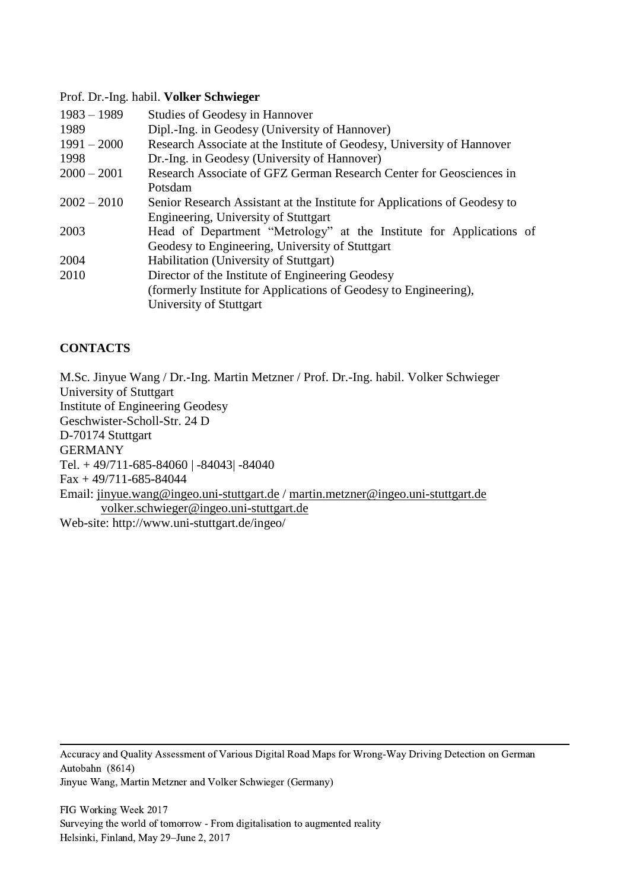Prof. Dr.-Ing. habil. **Volker Schwieger**

| | |
|---|---|
| 1983 – 1989 | Studies of Geodesy in Hannover |
| 1989 | Dipl.-Ing. in Geodesy (University of Hannover) |
| 1991 – 2000 | Research Associate at the Institute of Geodesy, University of Hannover |
| 1998 | Dr.-Ing. in Geodesy (University of Hannover) |
| 2000 – 2001 | Research Associate of GFZ German Research Center for Geosciences in Potsdam |
| 2002 – 2010 | Senior Research Assistant at the Institute for Applications of Geodesy to Engineering, University of Stuttgart |
| 2003 | Head of Department "Metrology" at the Institute for Applications of Geodesy to Engineering, University of Stuttgart |
| 2004 | Habilitation (University of Stuttgart) |
| 2010 | Director of the Institute of Engineering Geodesy (formerly Institute for Applications of Geodesy to Engineering), University of Stuttgart |

## CONTACTS

M.Sc. Jinyue Wang / Dr.-Ing. Martin Metzner / Prof. Dr.-Ing. habil. Volker Schwieger
University of Stuttgart
Institute of Engineering Geodesy
Geschwister-Scholl-Str. 24 D
D-70174 Stuttgart
GERMANY
Tel. + 49/711-685-84060 | -84043| -84040
Fax + 49/711-685-84044
Email: jinyue.wang@ingeo.uni-stuttgart.de / martin.metzner@ingeo.uni-stuttgart.de
volker.schwieger@ingeo.uni-stuttgart.de
Web-site: http://www.uni-stuttgart.de/ingeo/